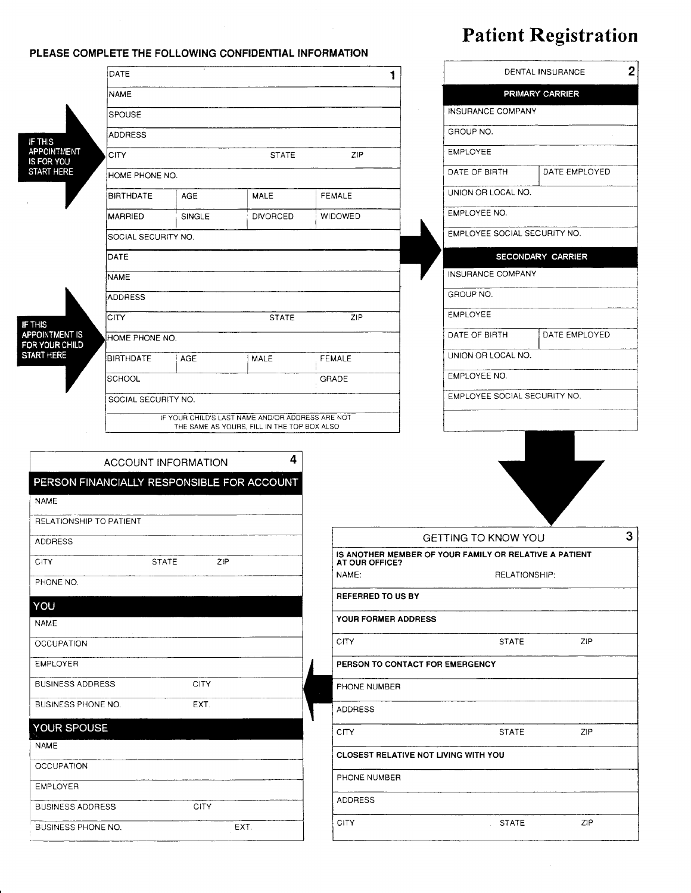# Patient Registration

**PLEASE COMPLETE THE FOLLOWING CONFIDENTIAL INFORMATION**

## 1

**IF THIS APPOINTMENT IS FOR YOU START HERE**

| | | | |
|---|---|---|---|
| DATE | | | |
| NAME | | | |
| SPOUSE | | | |
| ADDRESS | | | |
| CITY | | STATE | ZIP |
| HOME PHONE NO. | | | |
| BIRTHDATE | AGE | MALE | FEMALE |
| MARRIED | SINGLE | DIVORCED | WIDOWED |
| SOCIAL SECURITY NO. | | | |

**IF THIS APPOINTMENT IS FOR YOUR CHILD START HERE**

| | | | |
|---|---|---|---|
| DATE | | | |
| NAME | | | |
| ADDRESS | | | |
| CITY | | STATE | ZIP |
| HOME PHONE NO. | | | |
| BIRTHDATE | AGE | MALE | FEMALE |
| SCHOOL | | | GRADE |
| SOCIAL SECURITY NO. | | | |

IF YOUR CHILD'S LAST NAME AND/OR ADDRESS ARE NOT THE SAME AS YOURS, FILL IN THE TOP BOX ALSO

## 2 DENTAL INSURANCE

**PRIMARY CARRIER**

| | |
|---|---|
| INSURANCE COMPANY | |
| GROUP NO. | |
| EMPLOYEE | |
| DATE OF BIRTH | DATE EMPLOYED |
| UNION OR LOCAL NO. | |
| EMPLOYEE NO. | |
| EMPLOYEE SOCIAL SECURITY NO. | |

**SECONDARY CARRIER**

| | |
|---|---|
| INSURANCE COMPANY | |
| GROUP NO. | |
| EMPLOYEE | |
| DATE OF BIRTH | DATE EMPLOYED |
| UNION OR LOCAL NO. | |
| EMPLOYEE NO. | |
| EMPLOYEE SOCIAL SECURITY NO. | |

## 3 GETTING TO KNOW YOU

**IS ANOTHER MEMBER OF YOUR FAMILY OR RELATIVE A PATIENT AT OUR OFFICE?**

| | | |
|---|---|---|
| NAME: | RELATIONSHIP: | |
| **REFERRED TO US BY** | | |
| **YOUR FORMER ADDRESS** | | |
| CITY | STATE | ZIP |
| **PERSON TO CONTACT FOR EMERGENCY** | | |
| PHONE NUMBER | | |
| ADDRESS | | |
| CITY | STATE | ZIP |
| **CLOSEST RELATIVE NOT LIVING WITH YOU** | | |
| PHONE NUMBER | | |
| ADDRESS | | |
| CITY | STATE | ZIP |

## 4 ACCOUNT INFORMATION

**PERSON FINANCIALLY RESPONSIBLE FOR ACCOUNT**

| | | |
|---|---|---|
| NAME | | |
| RELATIONSHIP TO PATIENT | | |
| ADDRESS | | |
| CITY | STATE | ZIP |
| PHONE NO. | | |

**YOU**

| | |
|---|---|
| NAME | |
| OCCUPATION | |
| EMPLOYER | |
| BUSINESS ADDRESS | CITY |
| BUSINESS PHONE NO. | EXT. |

**YOUR SPOUSE**

| | |
|---|---|
| NAME | |
| OCCUPATION | |
| EMPLOYER | |
| BUSINESS ADDRESS | CITY |
| BUSINESS PHONE NO. | EXT. |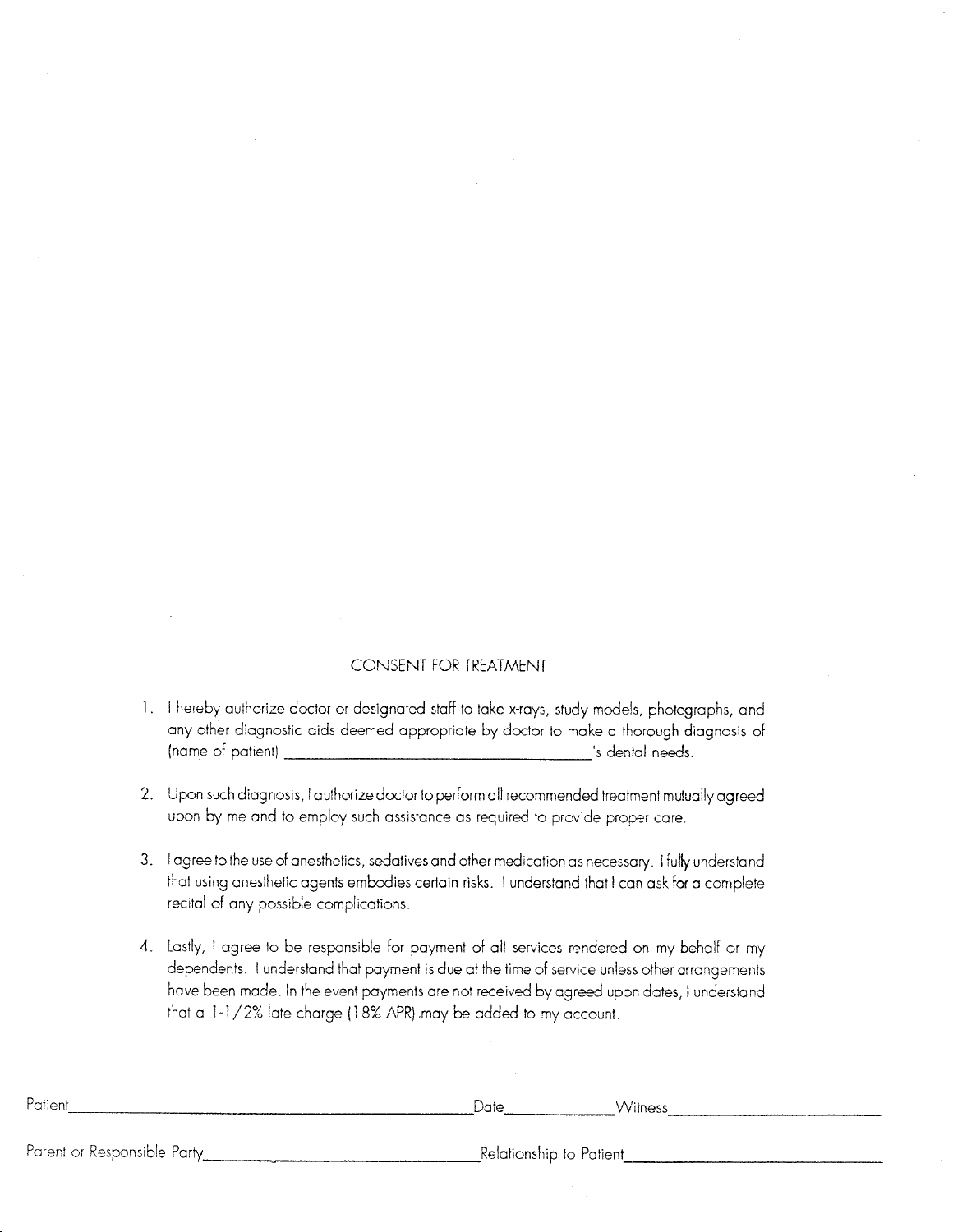## CONSENT FOR TREATMENT

1. I hereby authorize doctor or designated staff to take x-rays, study models, photographs, and any other diagnostic aids deemed appropriate by doctor to make a thorough diagnosis of (name of patient) ______________________________________'s dental needs.

2. Upon such diagnosis, I authorize doctor to perform all recommended treatment mutually agreed upon by me and to employ such assistance as required to provide proper care.

3. I agree to the use of anesthetics, sedatives and other medication as necessary. I fully understand that using anesthetic agents embodies certain risks. I understand that I can ask for a complete recital of any possible complications.

4. Lastly, I agree to be responsible for payment of all services rendered on my behalf or my dependents. I understand that payment is due at the time of service unless other arrangements have been made. In the event payments are not received by agreed upon dates, I understand that a 1-1/2% late charge (18% APR) may be added to my account.

Patient______________________________________________ Date____________ Witness__________________________

Parent or Responsible Party______________________________ Relationship to Patient__________________________